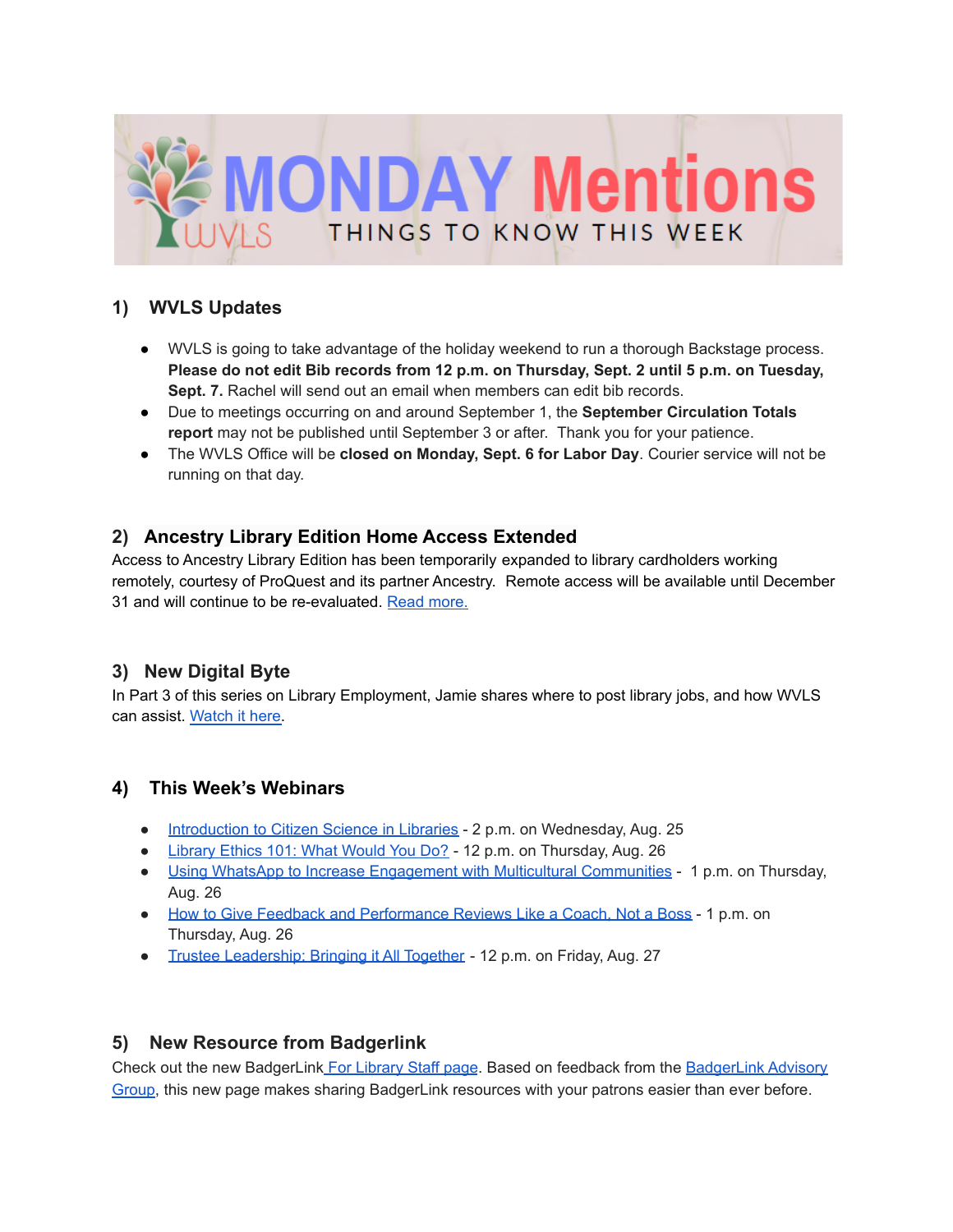# MONDAY Mentions

THINGS TO KNOW THIS WEEK

## 1) WVLS Updates

- WVLS is going to take advantage of the holiday weekend to run a thorough Backstage process. **Please do not edit Bib records from 12 p.m. on Thursday, Sept. 2 until 5 p.m. on Tuesday, Sept. 7.** Rachel will send out an email when members can edit bib records.
- Due to meetings occurring on and around September 1, the **September Circulation Totals report** may not be published until September 3 or after. Thank you for your patience.
- The WVLS Office will be **closed on Monday, Sept. 6 for Labor Day**. Courier service will not be running on that day.

## 2) Ancestry Library Edition Home Access Extended

Access to Ancestry Library Edition has been temporarily expanded to library cardholders working remotely, courtesy of ProQuest and its partner Ancestry. Remote access will be available until December 31 and will continue to be re-evaluated. Read more.

## 3) New Digital Byte

In Part 3 of this series on Library Employment, Jamie shares where to post library jobs, and how WVLS can assist. Watch it here.

## 4) This Week's Webinars

- Introduction to Citizen Science in Libraries - 2 p.m. on Wednesday, Aug. 25
- Library Ethics 101: What Would You Do? - 12 p.m. on Thursday, Aug. 26
- Using WhatsApp to Increase Engagement with Multicultural Communities - 1 p.m. on Thursday, Aug. 26
- How to Give Feedback and Performance Reviews Like a Coach, Not a Boss - 1 p.m. on Thursday, Aug. 26
- Trustee Leadership: Bringing it All Together - 12 p.m. on Friday, Aug. 27

## 5) New Resource from Badgerlink

Check out the new BadgerLink For Library Staff page. Based on feedback from the BadgerLink Advisory Group, this new page makes sharing BadgerLink resources with your patrons easier than ever before.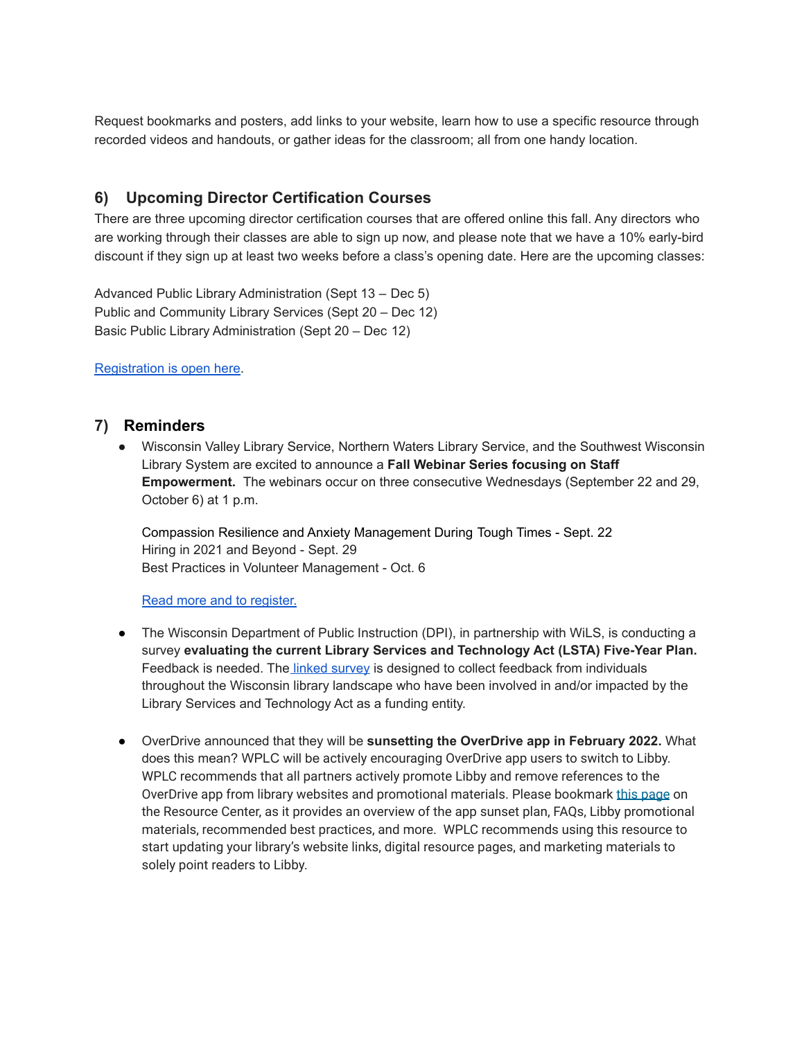Request bookmarks and posters, add links to your website, learn how to use a specific resource through recorded videos and handouts, or gather ideas for the classroom; all from one handy location.

## 6) Upcoming Director Certification Courses

There are three upcoming director certification courses that are offered online this fall. Any directors who are working through their classes are able to sign up now, and please note that we have a 10% early-bird discount if they sign up at least two weeks before a class's opening date. Here are the upcoming classes:

Advanced Public Library Administration (Sept 13 – Dec 5)
Public and Community Library Services (Sept 20 – Dec 12)
Basic Public Library Administration (Sept 20 – Dec 12)

Registration is open here.

## 7) Reminders

- Wisconsin Valley Library Service, Northern Waters Library Service, and the Southwest Wisconsin Library System are excited to announce a **Fall Webinar Series focusing on Staff Empowerment.** The webinars occur on three consecutive Wednesdays (September 22 and 29, October 6) at 1 p.m.

  Compassion Resilience and Anxiety Management During Tough Times - Sept. 22
  Hiring in 2021 and Beyond - Sept. 29
  Best Practices in Volunteer Management - Oct. 6

  Read more and to register.

- The Wisconsin Department of Public Instruction (DPI), in partnership with WiLS, is conducting a survey **evaluating the current Library Services and Technology Act (LSTA) Five-Year Plan.** Feedback is needed. The linked survey is designed to collect feedback from individuals throughout the Wisconsin library landscape who have been involved in and/or impacted by the Library Services and Technology Act as a funding entity.

- OverDrive announced that they will be **sunsetting the OverDrive app in February 2022.** What does this mean? WPLC will be actively encouraging OverDrive app users to switch to Libby. WPLC recommends that all partners actively promote Libby and remove references to the OverDrive app from library websites and promotional materials. Please bookmark this page on the Resource Center, as it provides an overview of the app sunset plan, FAQs, Libby promotional materials, recommended best practices, and more. WPLC recommends using this resource to start updating your library's website links, digital resource pages, and marketing materials to solely point readers to Libby.